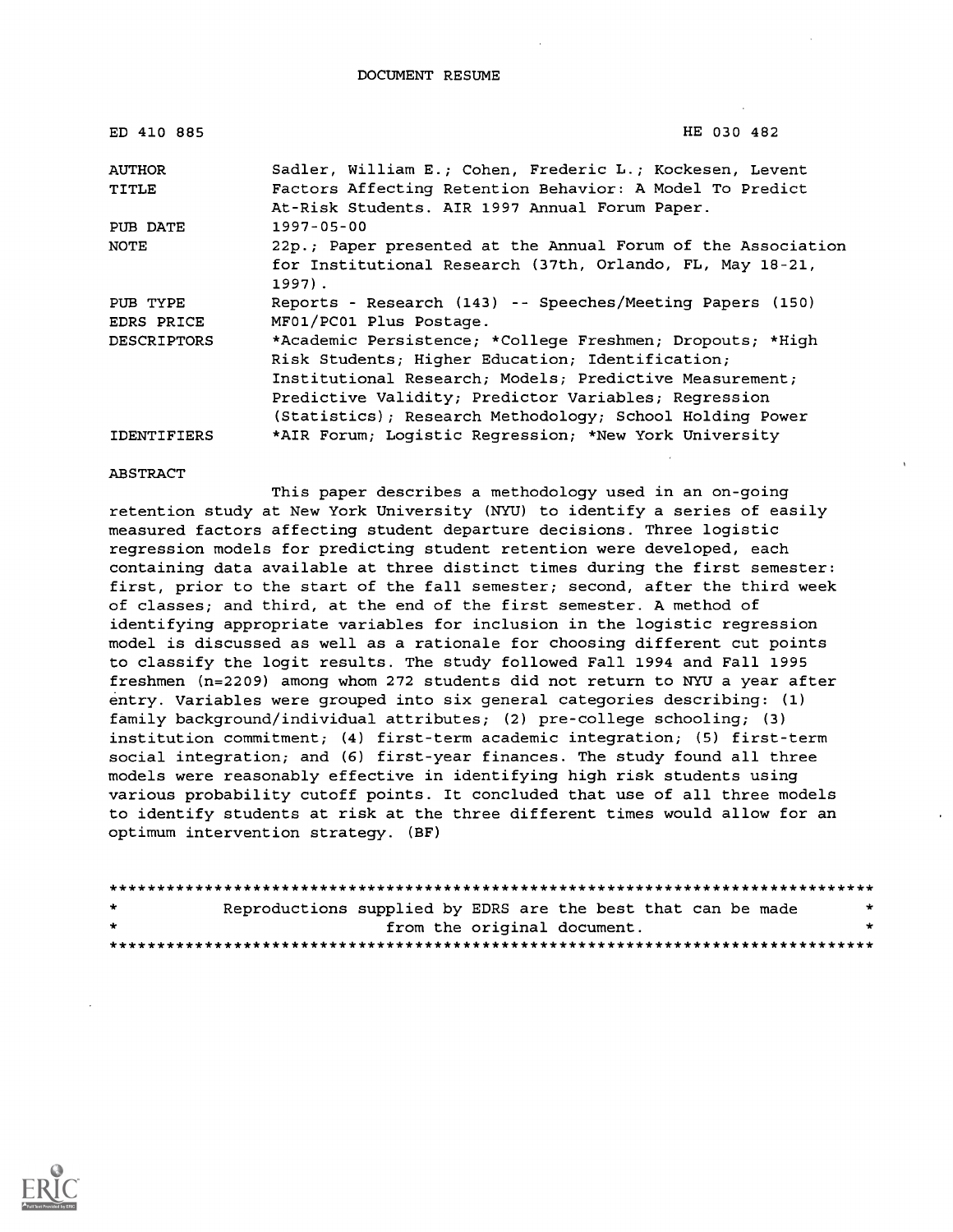DOCUMENT RESUME

| | |
|---|---|
| ED 410 885 | HE 030 482 |
| AUTHOR | Sadler, William E.; Cohen, Frederic L.; Kockesen, Levent |
| TITLE | Factors Affecting Retention Behavior: A Model To Predict At-Risk Students. AIR 1997 Annual Forum Paper. |
| PUB DATE | 1997-05-00 |
| NOTE | 22p.; Paper presented at the Annual Forum of the Association for Institutional Research (37th, Orlando, FL, May 18-21, 1997). |
| PUB TYPE | Reports - Research (143) -- Speeches/Meeting Papers (150) |
| EDRS PRICE | MF01/PC01 Plus Postage. |
| DESCRIPTORS | *Academic Persistence; *College Freshmen; Dropouts; *High Risk Students; Higher Education; Identification; Institutional Research; Models; Predictive Measurement; Predictive Validity; Predictor Variables; Regression (Statistics); Research Methodology; School Holding Power |
| IDENTIFIERS | *AIR Forum; Logistic Regression; *New York University |

ABSTRACT

This paper describes a methodology used in an on-going retention study at New York University (NYU) to identify a series of easily measured factors affecting student departure decisions. Three logistic regression models for predicting student retention were developed, each containing data available at three distinct times during the first semester: first, prior to the start of the fall semester; second, after the third week of classes; and third, at the end of the first semester. A method of identifying appropriate variables for inclusion in the logistic regression model is discussed as well as a rationale for choosing different cut points to classify the logit results. The study followed Fall 1994 and Fall 1995 freshmen (n=2209) among whom 272 students did not return to NYU a year after entry. Variables were grouped into six general categories describing: (1) family background/individual attributes; (2) pre-college schooling; (3) institution commitment; (4) first-term academic integration; (5) first-term social integration; and (6) first-year finances. The study found all three models were reasonably effective in identifying high risk students using various probability cutoff points. It concluded that use of all three models to identify students at risk at the three different times would allow for an optimum intervention strategy. (BF)

********************************************************************************
* Reproductions supplied by EDRS are the best that can be made *
* from the original document. *
********************************************************************************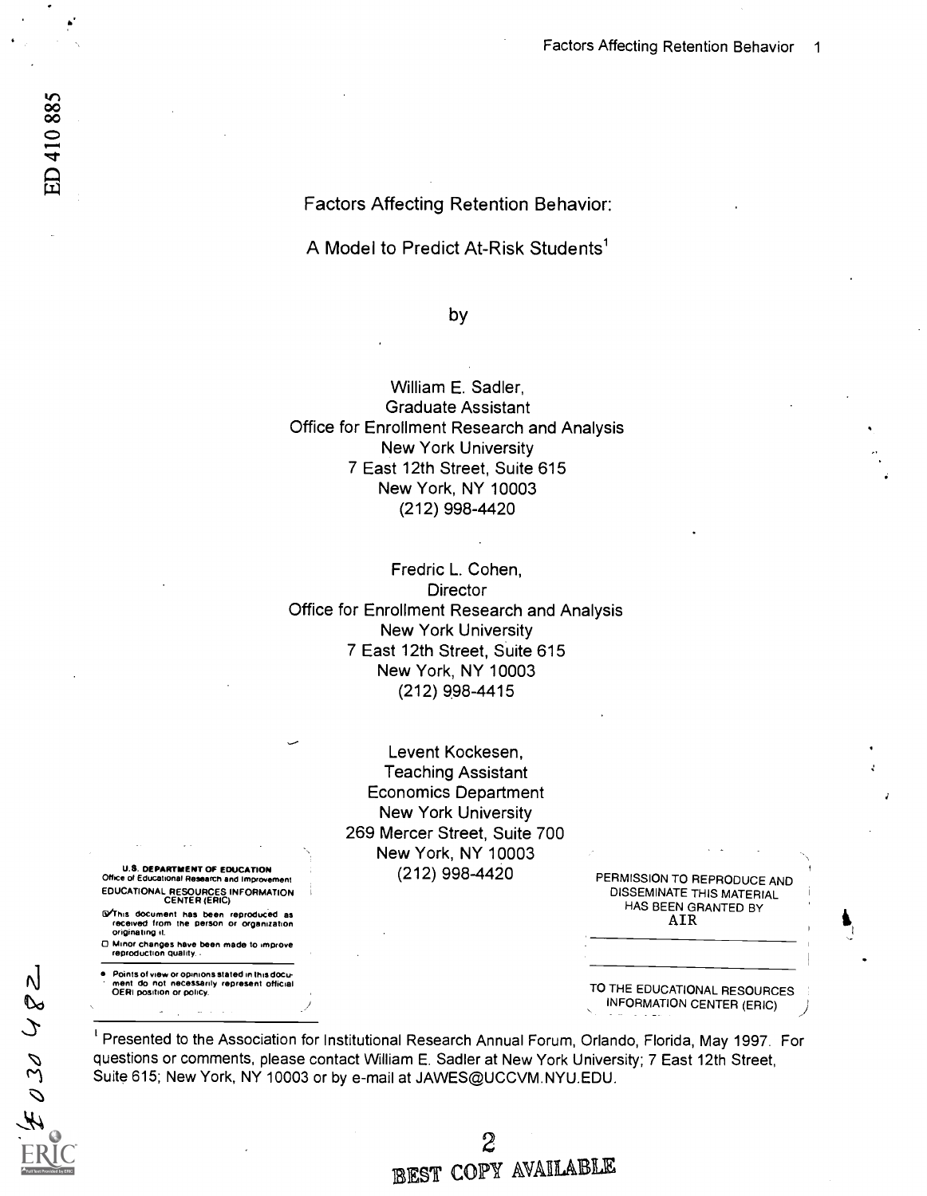# Factors Affecting Retention Behavior:

## A Model to Predict At-Risk Students[1]

by

William E. Sadler,
Graduate Assistant
Office for Enrollment Research and Analysis
New York University
7 East 12th Street, Suite 615
New York, NY 10003
(212) 998-4420

Fredric L. Cohen,
Director
Office for Enrollment Research and Analysis
New York University
7 East 12th Street, Suite 615
New York, NY 10003
(212) 998-4415

Levent Kockesen,
Teaching Assistant
Economics Department
New York University
269 Mercer Street, Suite 700
New York, NY 10003
(212) 998-4420

U.S. DEPARTMENT OF EDUCATION
Office of Educational Research and Improvement
EDUCATIONAL RESOURCES INFORMATION CENTER (ERIC)

- This document has been reproduced as received from the person or organization originating it.
- Minor changes have been made to improve reproduction quality.
- Points of view or opinions stated in this document do not necessarily represent official OERI position or policy.

PERMISSION TO REPRODUCE AND DISSEMINATE THIS MATERIAL HAS BEEN GRANTED BY
AIR

TO THE EDUCATIONAL RESOURCES INFORMATION CENTER (ERIC)

[1] Presented to the Association for Institutional Research Annual Forum, Orlando, Florida, May 1997. For questions or comments, please contact William E. Sadler at New York University; 7 East 12th Street, Suite 615; New York, NY 10003 or by e-mail at JAWES@UCCVM.NYU.EDU.

BEST COPY AVAILABLE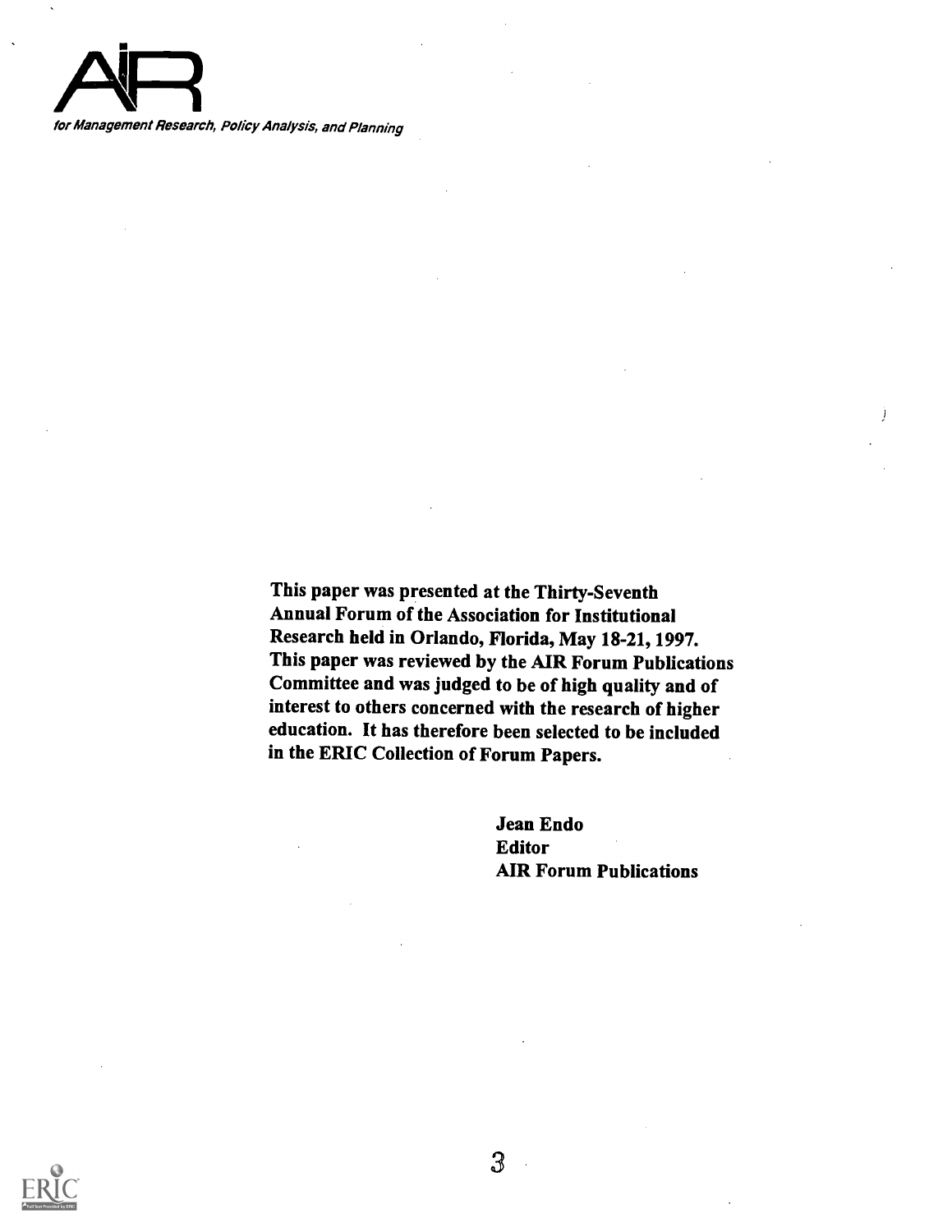AIR

*for Management Research, Policy Analysis, and Planning*

**This paper was presented at the Thirty-Seventh Annual Forum of the Association for Institutional Research held in Orlando, Florida, May 18-21, 1997. This paper was reviewed by the AIR Forum Publications Committee and was judged to be of high quality and of interest to others concerned with the research of higher education. It has therefore been selected to be included in the ERIC Collection of Forum Papers.**

**Jean Endo**
**Editor**
**AIR Forum Publications**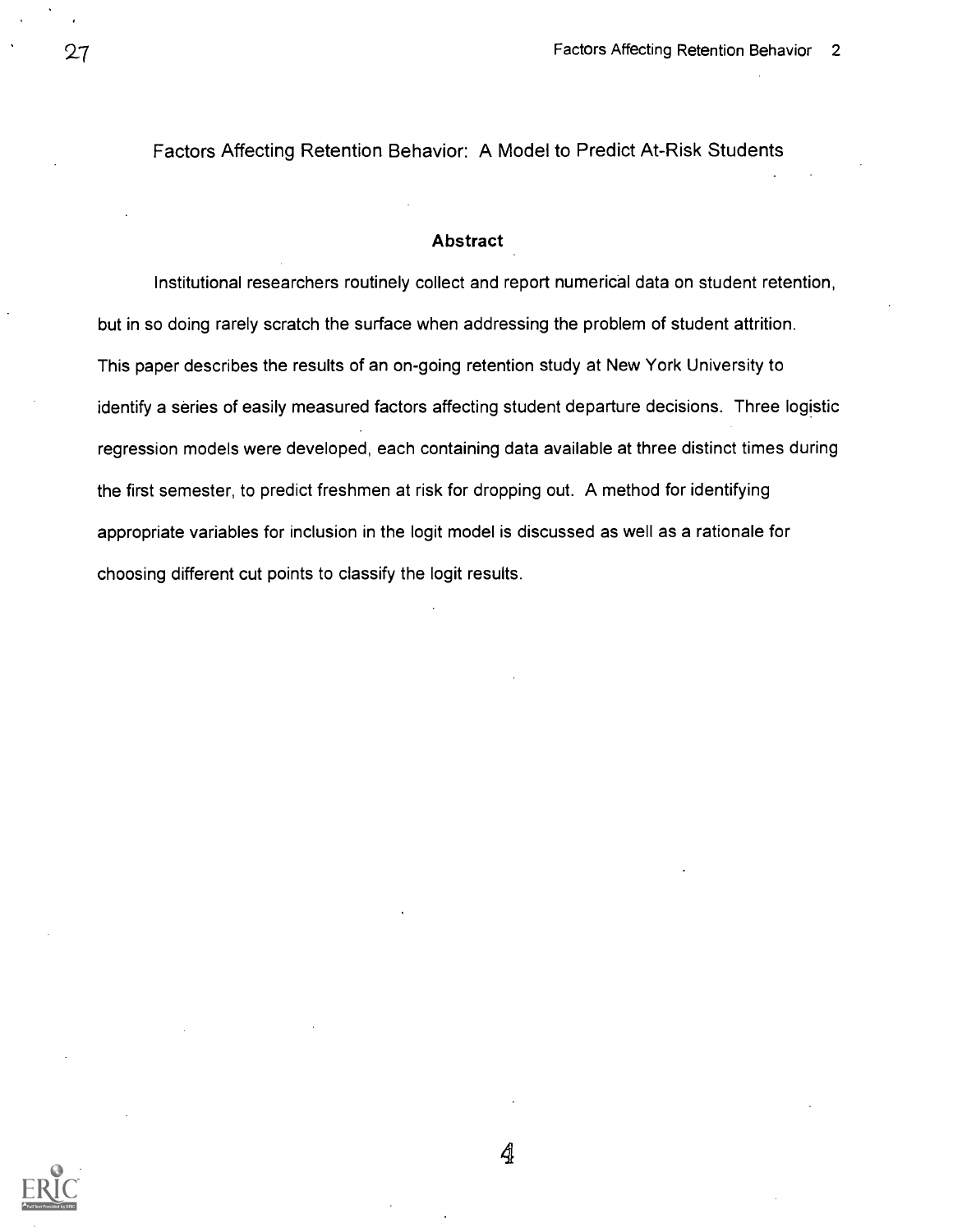Factors Affecting Retention Behavior: A Model to Predict At-Risk Students

## Abstract

Institutional researchers routinely collect and report numerical data on student retention, but in so doing rarely scratch the surface when addressing the problem of student attrition. This paper describes the results of an on-going retention study at New York University to identify a series of easily measured factors affecting student departure decisions. Three logistic regression models were developed, each containing data available at three distinct times during the first semester, to predict freshmen at risk for dropping out. A method for identifying appropriate variables for inclusion in the logit model is discussed as well as a rationale for choosing different cut points to classify the logit results.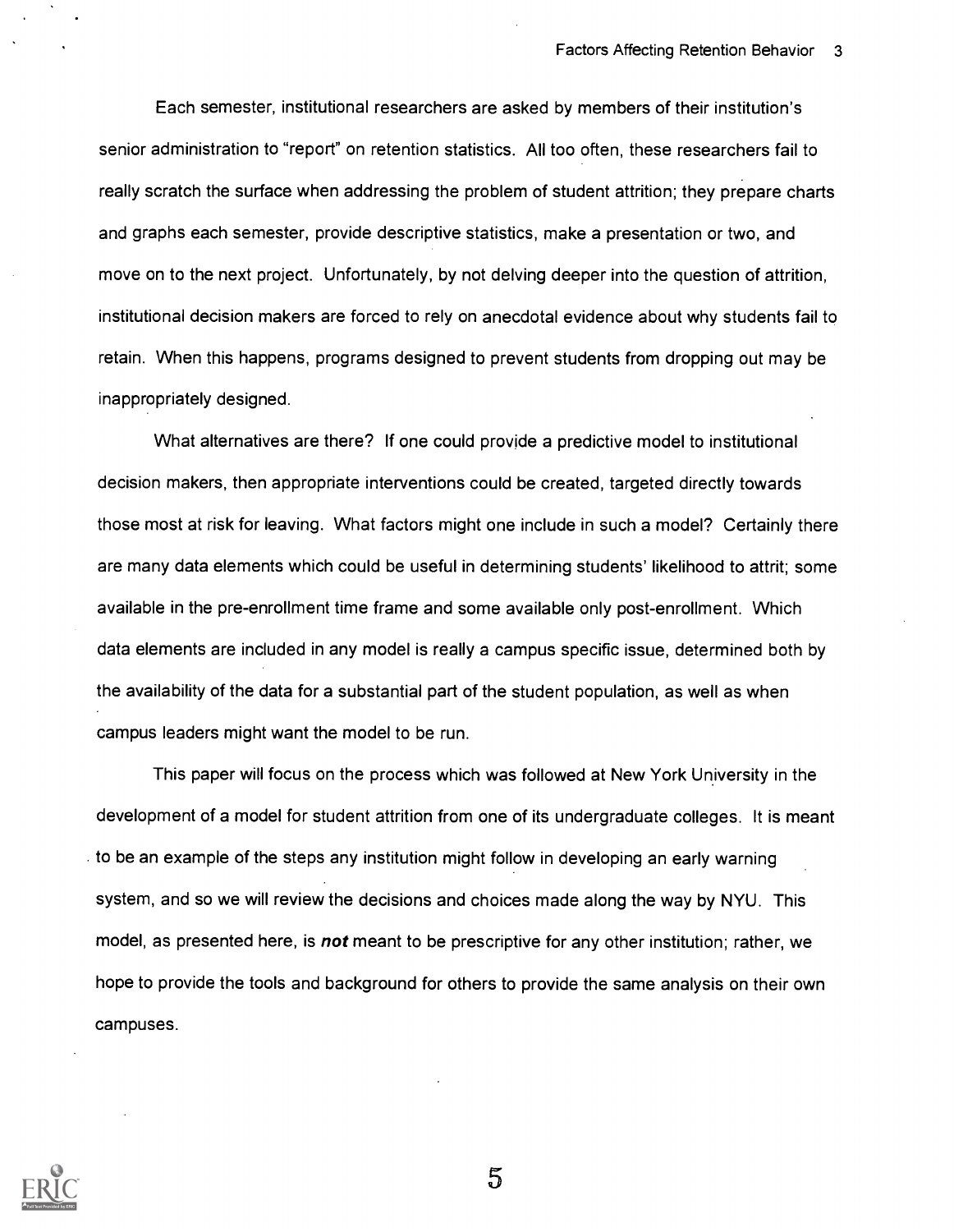Each semester, institutional researchers are asked by members of their institution's senior administration to "report" on retention statistics. All too often, these researchers fail to really scratch the surface when addressing the problem of student attrition; they prepare charts and graphs each semester, provide descriptive statistics, make a presentation or two, and move on to the next project. Unfortunately, by not delving deeper into the question of attrition, institutional decision makers are forced to rely on anecdotal evidence about why students fail to retain. When this happens, programs designed to prevent students from dropping out may be inappropriately designed.

What alternatives are there? If one could provide a predictive model to institutional decision makers, then appropriate interventions could be created, targeted directly towards those most at risk for leaving. What factors might one include in such a model? Certainly there are many data elements which could be useful in determining students' likelihood to attrit; some available in the pre-enrollment time frame and some available only post-enrollment. Which data elements are included in any model is really a campus specific issue, determined both by the availability of the data for a substantial part of the student population, as well as when campus leaders might want the model to be run.

This paper will focus on the process which was followed at New York University in the development of a model for student attrition from one of its undergraduate colleges. It is meant to be an example of the steps any institution might follow in developing an early warning system, and so we will review the decisions and choices made along the way by NYU. This model, as presented here, is ***not*** meant to be prescriptive for any other institution; rather, we hope to provide the tools and background for others to provide the same analysis on their own campuses.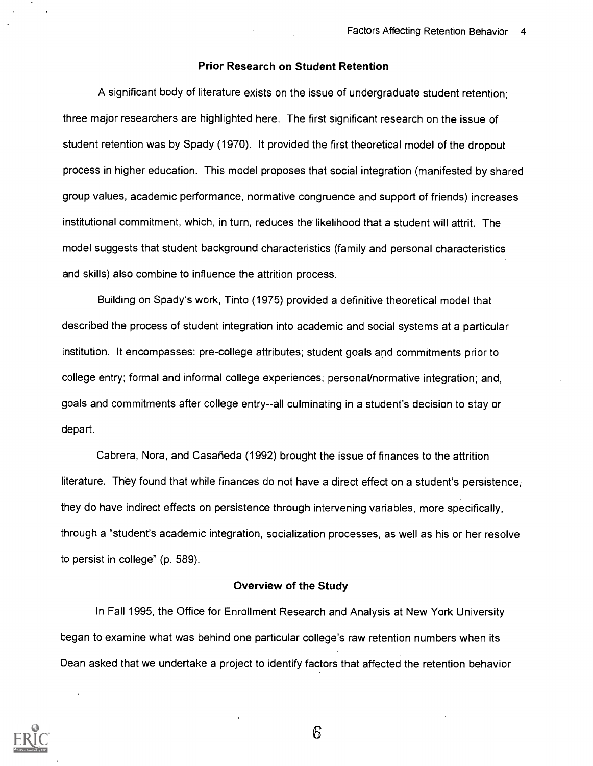## Prior Research on Student Retention

A significant body of literature exists on the issue of undergraduate student retention; three major researchers are highlighted here. The first significant research on the issue of student retention was by Spady (1970). It provided the first theoretical model of the dropout process in higher education. This model proposes that social integration (manifested by shared group values, academic performance, normative congruence and support of friends) increases institutional commitment, which, in turn, reduces the likelihood that a student will attrit. The model suggests that student background characteristics (family and personal characteristics and skills) also combine to influence the attrition process.

Building on Spady's work, Tinto (1975) provided a definitive theoretical model that described the process of student integration into academic and social systems at a particular institution. It encompasses: pre-college attributes; student goals and commitments prior to college entry; formal and informal college experiences; personal/normative integration; and, goals and commitments after college entry--all culminating in a student's decision to stay or depart.

Cabrera, Nora, and Casañeda (1992) brought the issue of finances to the attrition literature. They found that while finances do not have a direct effect on a student's persistence, they do have indirect effects on persistence through intervening variables, more specifically, through a "student's academic integration, socialization processes, as well as his or her resolve to persist in college" (p. 589).

## Overview of the Study

In Fall 1995, the Office for Enrollment Research and Analysis at New York University began to examine what was behind one particular college's raw retention numbers when its Dean asked that we undertake a project to identify factors that affected the retention behavior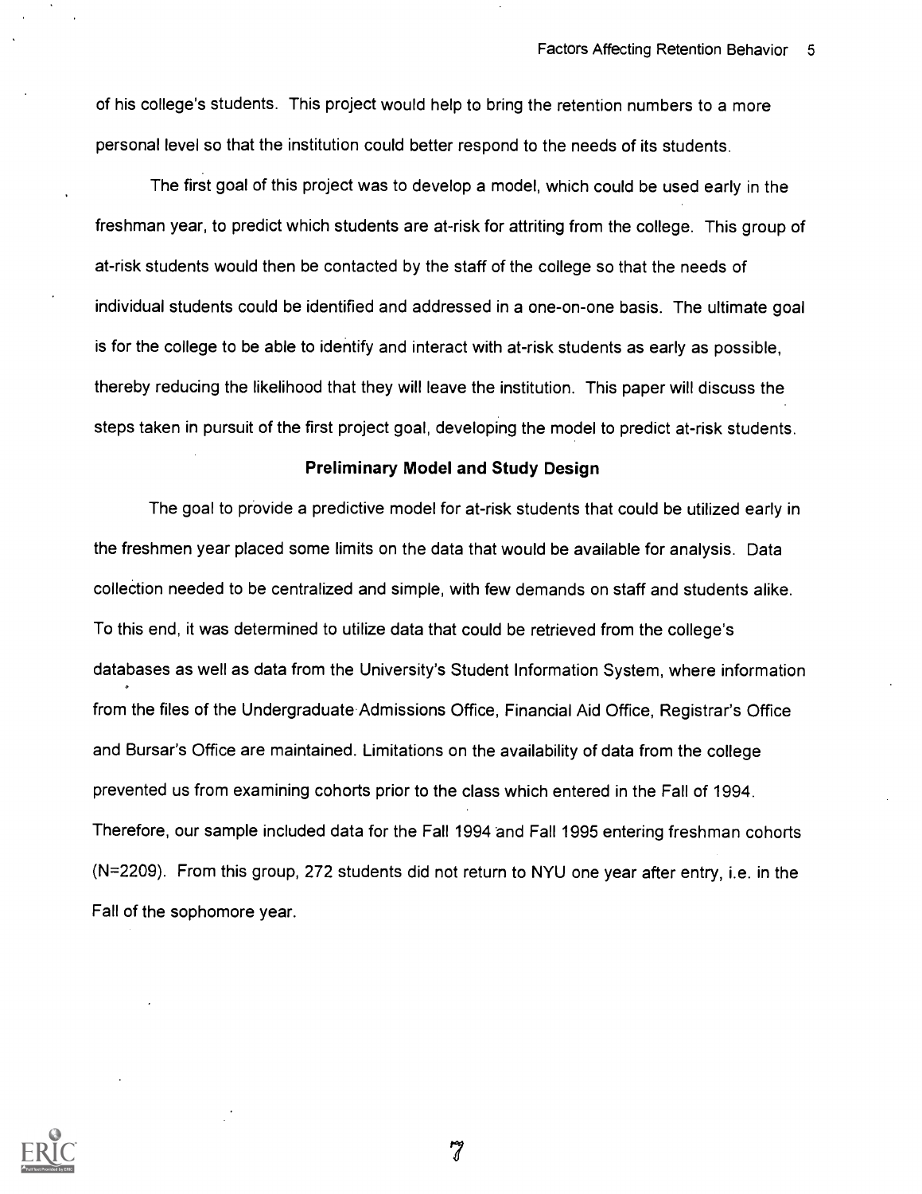of his college's students. This project would help to bring the retention numbers to a more personal level so that the institution could better respond to the needs of its students.

The first goal of this project was to develop a model, which could be used early in the freshman year, to predict which students are at-risk for attriting from the college. This group of at-risk students would then be contacted by the staff of the college so that the needs of individual students could be identified and addressed in a one-on-one basis. The ultimate goal is for the college to be able to identify and interact with at-risk students as early as possible, thereby reducing the likelihood that they will leave the institution. This paper will discuss the steps taken in pursuit of the first project goal, developing the model to predict at-risk students.

## Preliminary Model and Study Design

The goal to provide a predictive model for at-risk students that could be utilized early in the freshmen year placed some limits on the data that would be available for analysis. Data collection needed to be centralized and simple, with few demands on staff and students alike. To this end, it was determined to utilize data that could be retrieved from the college's databases as well as data from the University's Student Information System, where information from the files of the Undergraduate Admissions Office, Financial Aid Office, Registrar's Office and Bursar's Office are maintained. Limitations on the availability of data from the college prevented us from examining cohorts prior to the class which entered in the Fall of 1994. Therefore, our sample included data for the Fall 1994 and Fall 1995 entering freshman cohorts (N=2209). From this group, 272 students did not return to NYU one year after entry, i.e. in the Fall of the sophomore year.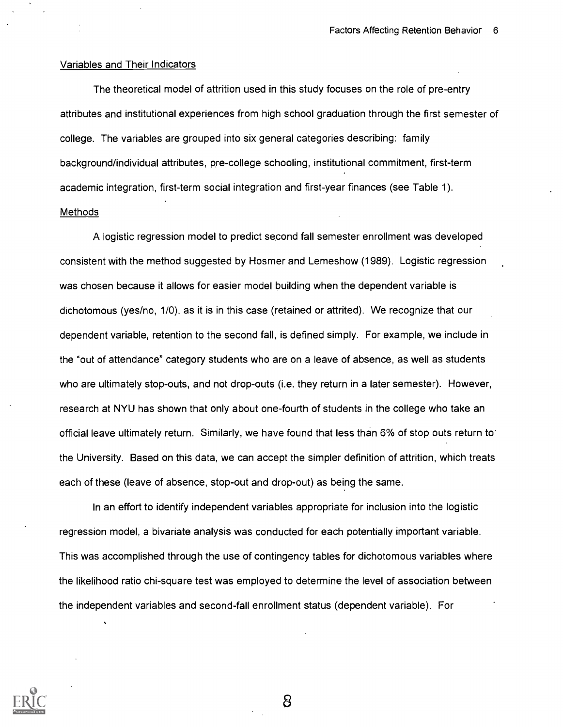Variables and Their Indicators

The theoretical model of attrition used in this study focuses on the role of pre-entry attributes and institutional experiences from high school graduation through the first semester of college. The variables are grouped into six general categories describing: family background/individual attributes, pre-college schooling, institutional commitment, first-term academic integration, first-term social integration and first-year finances (see Table 1).

Methods

A logistic regression model to predict second fall semester enrollment was developed consistent with the method suggested by Hosmer and Lemeshow (1989). Logistic regression was chosen because it allows for easier model building when the dependent variable is dichotomous (yes/no, 1/0), as it is in this case (retained or attrited). We recognize that our dependent variable, retention to the second fall, is defined simply. For example, we include in the "out of attendance" category students who are on a leave of absence, as well as students who are ultimately stop-outs, and not drop-outs (i.e. they return in a later semester). However, research at NYU has shown that only about one-fourth of students in the college who take an official leave ultimately return. Similarly, we have found that less than 6% of stop outs return to the University. Based on this data, we can accept the simpler definition of attrition, which treats each of these (leave of absence, stop-out and drop-out) as being the same.

In an effort to identify independent variables appropriate for inclusion into the logistic regression model, a bivariate analysis was conducted for each potentially important variable. This was accomplished through the use of contingency tables for dichotomous variables where the likelihood ratio chi-square test was employed to determine the level of association between the independent variables and second-fall enrollment status (dependent variable). For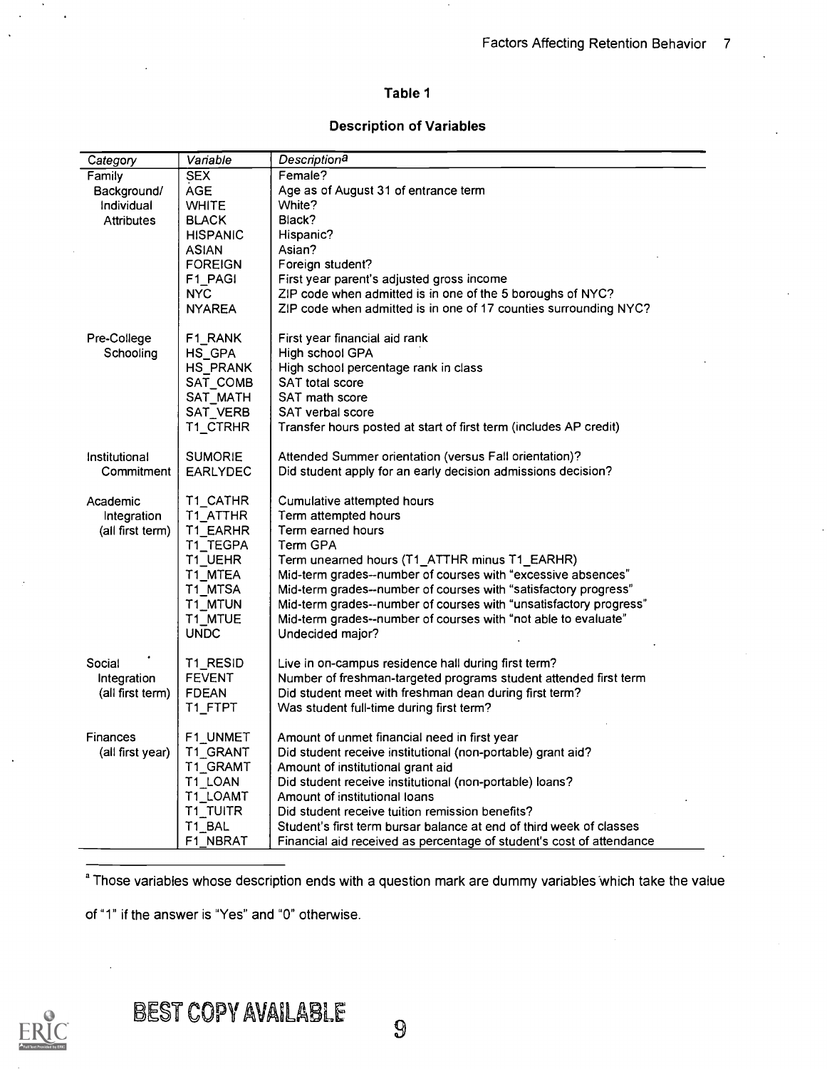## Table 1

### Description of Variables

| Category | Variable | Description[a] |
|---|---|---|
| Family Background/ Individual Attributes | SEX | Female? |
| | AGE | Age as of August 31 of entrance term |
| | WHITE | White? |
| | BLACK | Black? |
| | HISPANIC | Hispanic? |
| | ASIAN | Asian? |
| | FOREIGN | Foreign student? |
| | F1_PAGI | First year parent's adjusted gross income |
| | NYC | ZIP code when admitted is in one of the 5 boroughs of NYC? |
| | NYAREA | ZIP code when admitted is in one of 17 counties surrounding NYC? |
| Pre-College Schooling | F1_RANK | First year financial aid rank |
| | HS_GPA | High school GPA |
| | HS_PRANK | High school percentage rank in class |
| | SAT_COMB | SAT total score |
| | SAT_MATH | SAT math score |
| | SAT_VERB | SAT verbal score |
| | T1_CTRHR | Transfer hours posted at start of first term (includes AP credit) |
| Institutional Commitment | SUMORIE | Attended Summer orientation (versus Fall orientation)? |
| | EARLYDEC | Did student apply for an early decision admissions decision? |
| Academic Integration (all first term) | T1_CATHR | Cumulative attempted hours |
| | T1_ATTHR | Term attempted hours |
| | T1_EARHR | Term earned hours |
| | T1_TEGPA | Term GPA |
| | T1_UEHR | Term unearned hours (T1_ATTHR minus T1_EARHR) |
| | T1_MTEA | Mid-term grades--number of courses with "excessive absences" |
| | T1_MTSA | Mid-term grades--number of courses with "satisfactory progress" |
| | T1_MTUN | Mid-term grades--number of courses with "unsatisfactory progress" |
| | T1_MTUE | Mid-term grades--number of courses with "not able to evaluate" |
| | UNDC | Undecided major? |
| Social Integration (all first term) | T1_RESID | Live in on-campus residence hall during first term? |
| | FEVENT | Number of freshman-targeted programs student attended first term |
| | FDEAN | Did student meet with freshman dean during first term? |
| | T1_FTPT | Was student full-time during first term? |
| Finances (all first year) | F1_UNMET | Amount of unmet financial need in first year |
| | T1_GRANT | Did student receive institutional (non-portable) grant aid? |
| | T1_GRAMT | Amount of institutional grant aid |
| | T1_LOAN | Did student receive institutional (non-portable) loans? |
| | T1_LOAMT | Amount of institutional loans |
| | T1_TUITR | Did student receive tuition remission benefits? |
| | T1_BAL | Student's first term bursar balance at end of third week of classes |
| | F1_NBRAT | Financial aid received as percentage of student's cost of attendance |

[a] Those variables whose description ends with a question mark are dummy variables which take the value of "1" if the answer is "Yes" and "0" otherwise.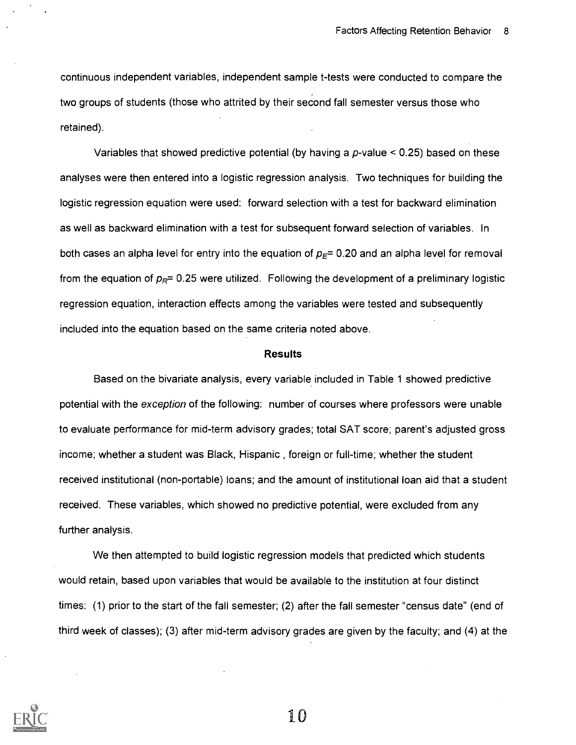continuous independent variables, independent sample t-tests were conducted to compare the two groups of students (those who attrited by their second fall semester versus those who retained).

Variables that showed predictive potential (by having a *p*-value < 0.25) based on these analyses were then entered into a logistic regression analysis. Two techniques for building the logistic regression equation were used: forward selection with a test for backward elimination as well as backward elimination with a test for subsequent forward selection of variables. In both cases an alpha level for entry into the equation of $p_E$= 0.20 and an alpha level for removal from the equation of $p_R$= 0.25 were utilized. Following the development of a preliminary logistic regression equation, interaction effects among the variables were tested and subsequently included into the equation based on the same criteria noted above.

**Results**

Based on the bivariate analysis, every variable included in Table 1 showed predictive potential with the *exception* of the following: number of courses where professors were unable to evaluate performance for mid-term advisory grades; total SAT score; parent's adjusted gross income; whether a student was Black, Hispanic , foreign or full-time; whether the student received institutional (non-portable) loans; and the amount of institutional loan aid that a student received. These variables, which showed no predictive potential, were excluded from any further analysis.

We then attempted to build logistic regression models that predicted which students would retain, based upon variables that would be available to the institution at four distinct times: (1) prior to the start of the fall semester; (2) after the fall semester "census date" (end of third week of classes); (3) after mid-term advisory grades are given by the faculty; and (4) at the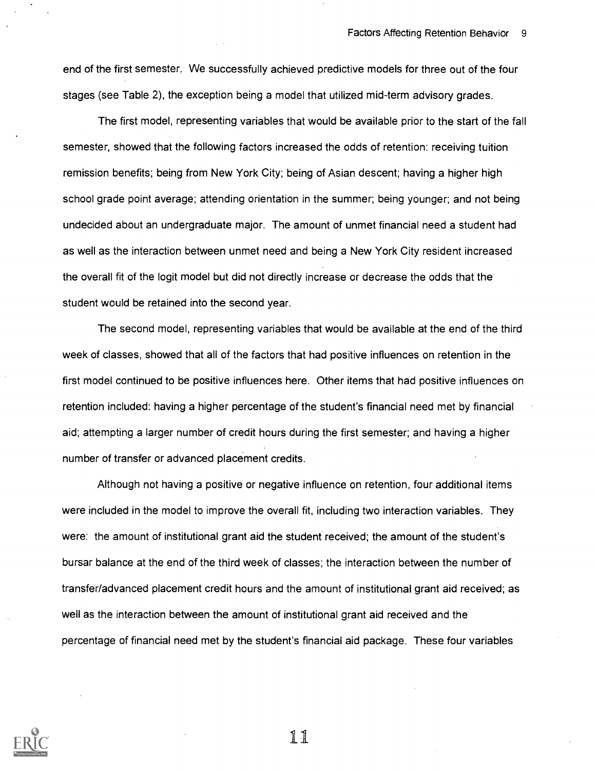end of the first semester. We successfully achieved predictive models for three out of the four stages (see Table 2), the exception being a model that utilized mid-term advisory grades.

The first model, representing variables that would be available prior to the start of the fall semester, showed that the following factors increased the odds of retention: receiving tuition remission benefits; being from New York City; being of Asian descent; having a higher high school grade point average; attending orientation in the summer; being younger; and not being undecided about an undergraduate major. The amount of unmet financial need a student had as well as the interaction between unmet need and being a New York City resident increased the overall fit of the logit model but did not directly increase or decrease the odds that the student would be retained into the second year.

The second model, representing variables that would be available at the end of the third week of classes, showed that all of the factors that had positive influences on retention in the first model continued to be positive influences here. Other items that had positive influences on retention included: having a higher percentage of the student's financial need met by financial aid; attempting a larger number of credit hours during the first semester; and having a higher number of transfer or advanced placement credits.

Although not having a positive or negative influence on retention, four additional items were included in the model to improve the overall fit, including two interaction variables. They were: the amount of institutional grant aid the student received; the amount of the student's bursar balance at the end of the third week of classes; the interaction between the number of transfer/advanced placement credit hours and the amount of institutional grant aid received; as well as the interaction between the amount of institutional grant aid received and the percentage of financial need met by the student's financial aid package. These four variables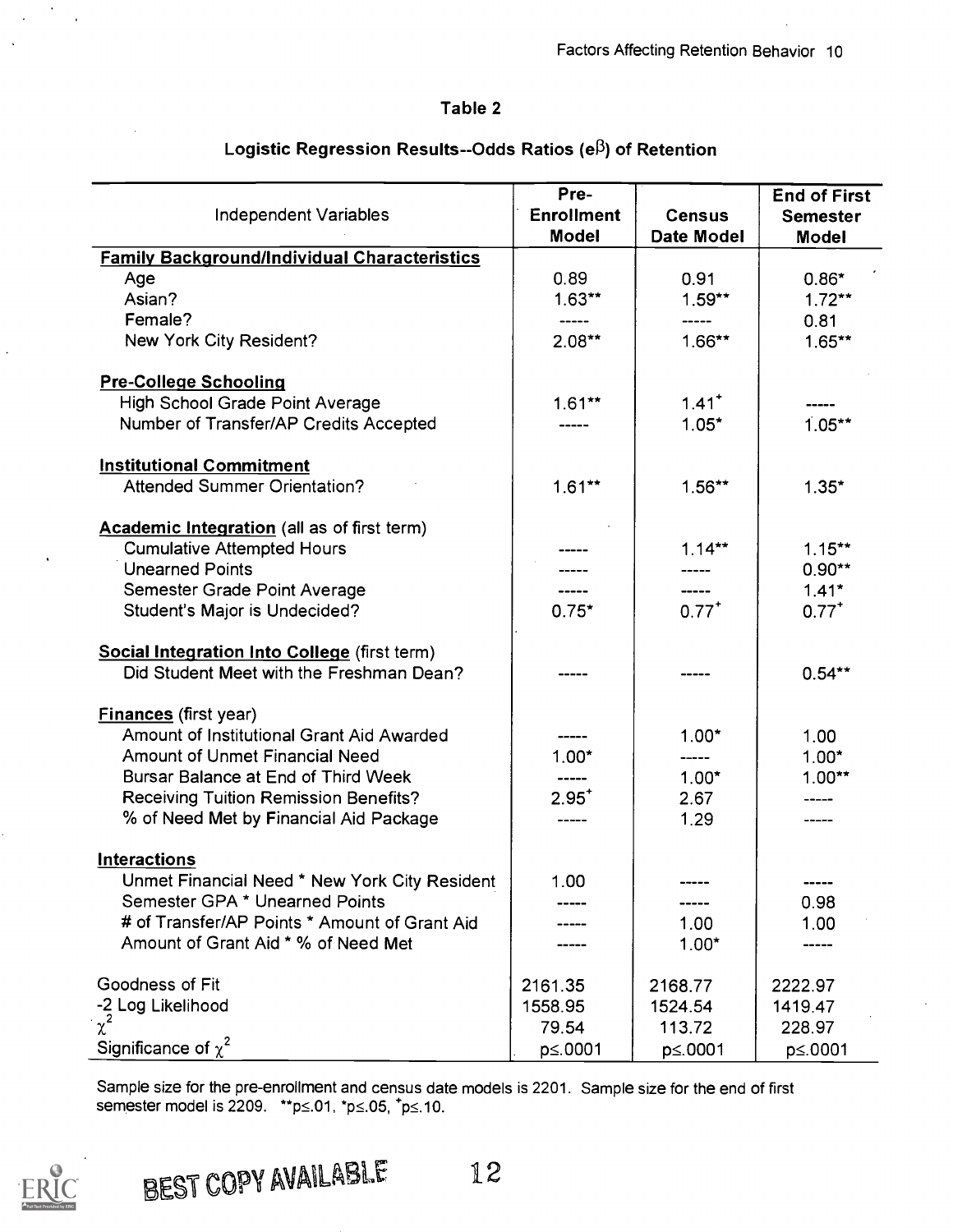Table 2

Logistic Regression Results--Odds Ratios ($e^{\beta}$) of Retention

| Independent Variables | Pre-Enrollment Model | Census Date Model | End of First Semester Model |
|---|---|---|---|
| **Family Background/Individual Characteristics** | | | |
| Age | 0.89 | 0.91 | 0.86* |
| Asian? | 1.63** | 1.59** | 1.72** |
| Female? | ----- | ----- | 0.81 |
| New York City Resident? | 2.08** | 1.66** | 1.65** |
| **Pre-College Schooling** | | | |
| High School Grade Point Average | 1.61** | $1.41^{+}$ | ----- |
| Number of Transfer/AP Credits Accepted | ----- | 1.05* | 1.05** |
| **Institutional Commitment** | | | |
| Attended Summer Orientation? | 1.61** | 1.56** | 1.35* |
| **Academic Integration** (all as of first term) | | | |
| Cumulative Attempted Hours | ----- | 1.14** | 1.15** |
| Unearned Points | ----- | ----- | 0.90** |
| Semester Grade Point Average | ----- | ----- | 1.41* |
| Student's Major is Undecided? | 0.75* | $0.77^{+}$ | $0.77^{+}$ |
| **Social Integration Into College** (first term) | | | |
| Did Student Meet with the Freshman Dean? | ----- | ----- | 0.54** |
| **Finances** (first year) | | | |
| Amount of Institutional Grant Aid Awarded | ----- | 1.00* | 1.00 |
| Amount of Unmet Financial Need | 1.00* | ----- | 1.00* |
| Bursar Balance at End of Third Week | ----- | 1.00* | 1.00** |
| Receiving Tuition Remission Benefits? | $2.95^{+}$ | 2.67 | ----- |
| % of Need Met by Financial Aid Package | ----- | 1.29 | ----- |
| **Interactions** | | | |
| Unmet Financial Need * New York City Resident | 1.00 | ----- | ----- |
| Semester GPA * Unearned Points | ----- | ----- | 0.98 |
| # of Transfer/AP Points * Amount of Grant Aid | ----- | 1.00 | 1.00 |
| Amount of Grant Aid * % of Need Met | ----- | 1.00* | ----- |
| Goodness of Fit | 2161.35 | 2168.77 | 2222.97 |
| -2 Log Likelihood | 1558.95 | 1524.54 | 1419.47 |
| $\chi^2$ | 79.54 | 113.72 | 228.97 |
| Significance of $\chi^2$ | $p \leq .0001$ | $p \leq .0001$ | $p \leq .0001$ |

Sample size for the pre-enrollment and census date models is 2201. Sample size for the end of first semester model is 2209. **$p \leq .01$, *$p \leq .05$, $^{+}p \leq .10$.

BEST COPY AVAILABLE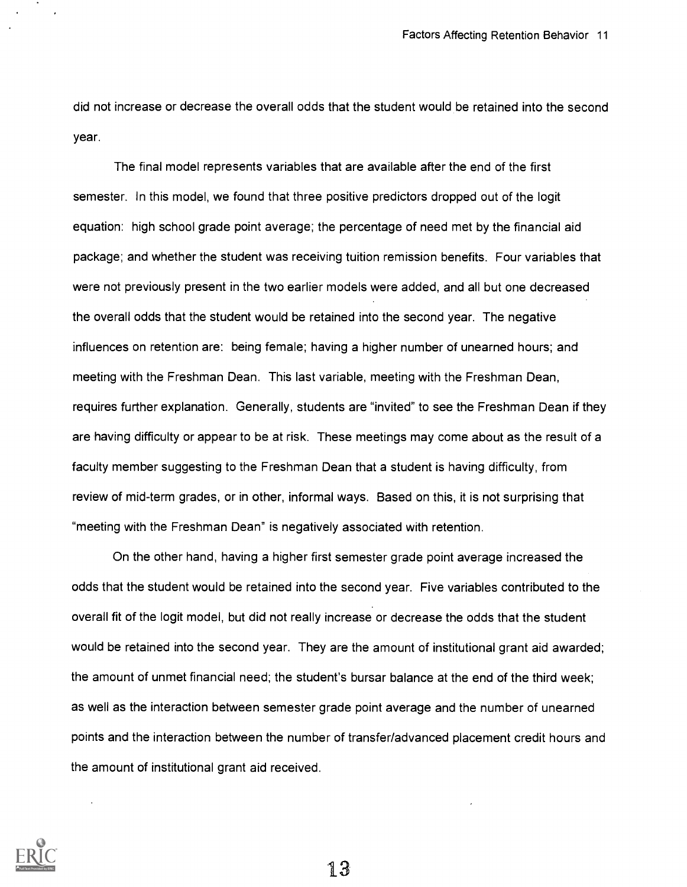did not increase or decrease the overall odds that the student would be retained into the second year.

The final model represents variables that are available after the end of the first semester. In this model, we found that three positive predictors dropped out of the logit equation: high school grade point average; the percentage of need met by the financial aid package; and whether the student was receiving tuition remission benefits. Four variables that were not previously present in the two earlier models were added, and all but one decreased the overall odds that the student would be retained into the second year. The negative influences on retention are: being female; having a higher number of unearned hours; and meeting with the Freshman Dean. This last variable, meeting with the Freshman Dean, requires further explanation. Generally, students are "invited" to see the Freshman Dean if they are having difficulty or appear to be at risk. These meetings may come about as the result of a faculty member suggesting to the Freshman Dean that a student is having difficulty, from review of mid-term grades, or in other, informal ways. Based on this, it is not surprising that "meeting with the Freshman Dean" is negatively associated with retention.

On the other hand, having a higher first semester grade point average increased the odds that the student would be retained into the second year. Five variables contributed to the overall fit of the logit model, but did not really increase or decrease the odds that the student would be retained into the second year. They are the amount of institutional grant aid awarded; the amount of unmet financial need; the student's bursar balance at the end of the third week; as well as the interaction between semester grade point average and the number of unearned points and the interaction between the number of transfer/advanced placement credit hours and the amount of institutional grant aid received.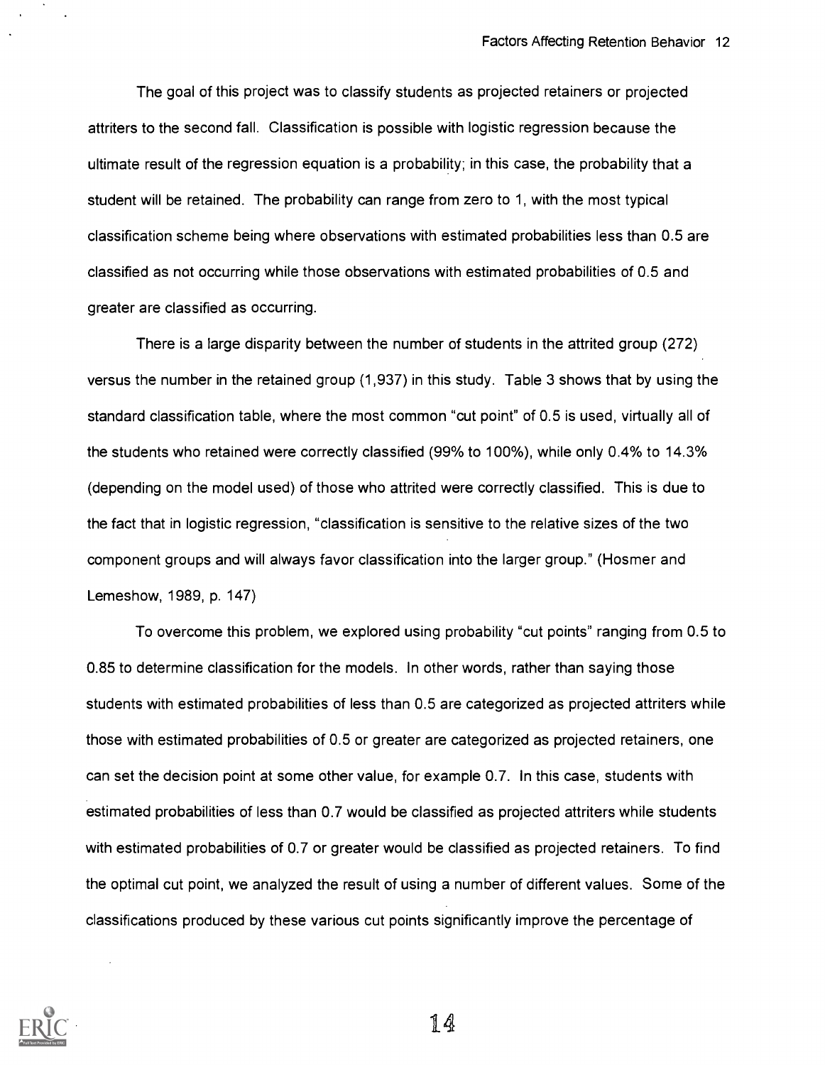The goal of this project was to classify students as projected retainers or projected attriters to the second fall. Classification is possible with logistic regression because the ultimate result of the regression equation is a probability; in this case, the probability that a student will be retained. The probability can range from zero to 1, with the most typical classification scheme being where observations with estimated probabilities less than 0.5 are classified as not occurring while those observations with estimated probabilities of 0.5 and greater are classified as occurring.

There is a large disparity between the number of students in the attrited group (272) versus the number in the retained group (1,937) in this study. Table 3 shows that by using the standard classification table, where the most common "cut point" of 0.5 is used, virtually all of the students who retained were correctly classified (99% to 100%), while only 0.4% to 14.3% (depending on the model used) of those who attrited were correctly classified. This is due to the fact that in logistic regression, "classification is sensitive to the relative sizes of the two component groups and will always favor classification into the larger group." (Hosmer and Lemeshow, 1989, p. 147)

To overcome this problem, we explored using probability "cut points" ranging from 0.5 to 0.85 to determine classification for the models. In other words, rather than saying those students with estimated probabilities of less than 0.5 are categorized as projected attriters while those with estimated probabilities of 0.5 or greater are categorized as projected retainers, one can set the decision point at some other value, for example 0.7. In this case, students with estimated probabilities of less than 0.7 would be classified as projected attriters while students with estimated probabilities of 0.7 or greater would be classified as projected retainers. To find the optimal cut point, we analyzed the result of using a number of different values. Some of the classifications produced by these various cut points significantly improve the percentage of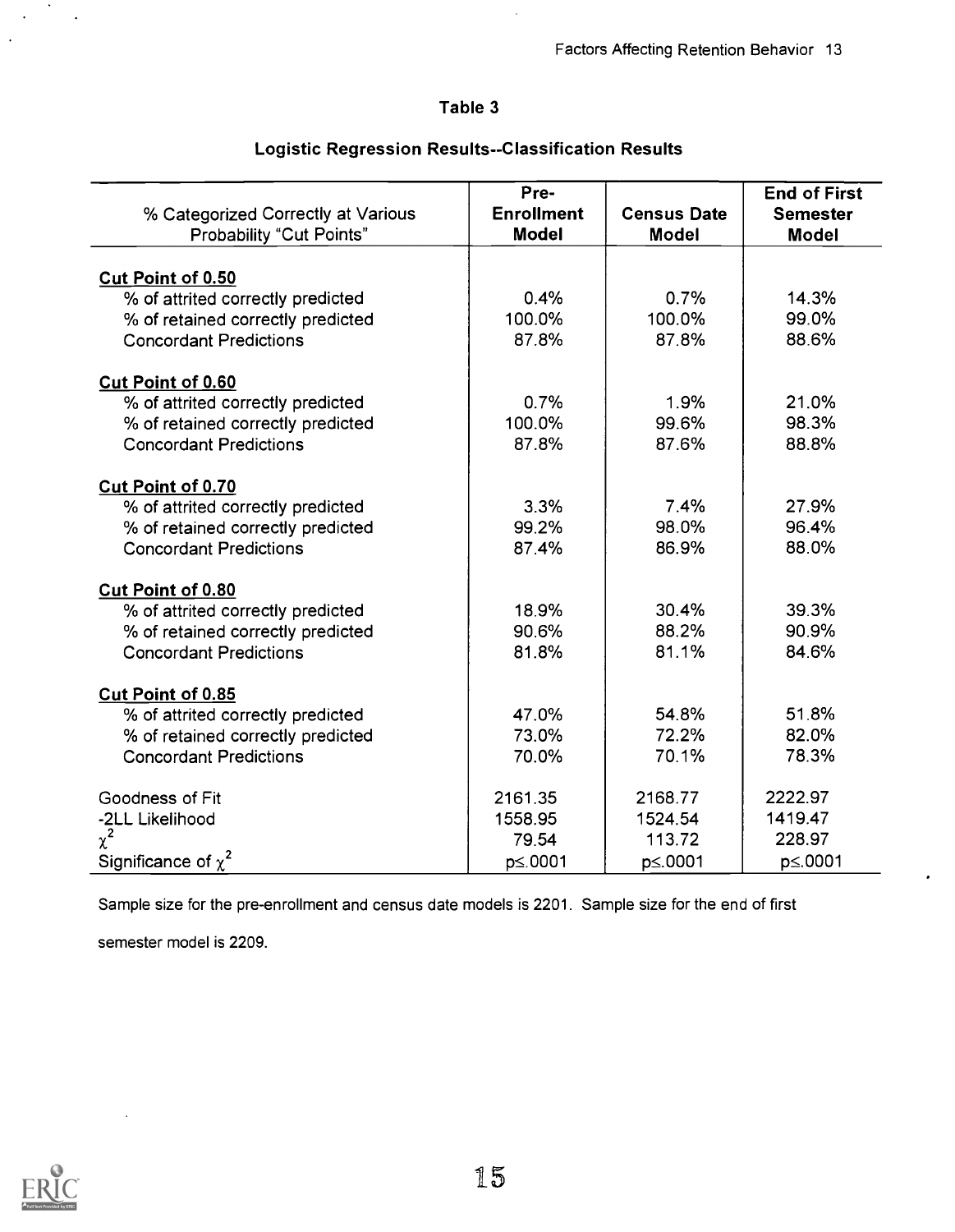## Table 3

### Logistic Regression Results--Classification Results

| % Categorized Correctly at Various Probability "Cut Points" | Pre-Enrollment Model | Census Date Model | End of First Semester Model |
|---|---|---|---|
| **Cut Point of 0.50** | | | |
| % of attrited correctly predicted | 0.4% | 0.7% | 14.3% |
| % of retained correctly predicted | 100.0% | 100.0% | 99.0% |
| Concordant Predictions | 87.8% | 87.8% | 88.6% |
| **Cut Point of 0.60** | | | |
| % of attrited correctly predicted | 0.7% | 1.9% | 21.0% |
| % of retained correctly predicted | 100.0% | 99.6% | 98.3% |
| Concordant Predictions | 87.8% | 87.6% | 88.8% |
| **Cut Point of 0.70** | | | |
| % of attrited correctly predicted | 3.3% | 7.4% | 27.9% |
| % of retained correctly predicted | 99.2% | 98.0% | 96.4% |
| Concordant Predictions | 87.4% | 86.9% | 88.0% |
| **Cut Point of 0.80** | | | |
| % of attrited correctly predicted | 18.9% | 30.4% | 39.3% |
| % of retained correctly predicted | 90.6% | 88.2% | 90.9% |
| Concordant Predictions | 81.8% | 81.1% | 84.6% |
| **Cut Point of 0.85** | | | |
| % of attrited correctly predicted | 47.0% | 54.8% | 51.8% |
| % of retained correctly predicted | 73.0% | 72.2% | 82.0% |
| Concordant Predictions | 70.0% | 70.1% | 78.3% |
| Goodness of Fit | 2161.35 | 2168.77 | 2222.97 |
| -2LL Likelihood | 1558.95 | 1524.54 | 1419.47 |
| $\chi^2$ | 79.54 | 113.72 | 228.97 |
| Significance of $\chi^2$ | $p \leq .0001$ | $p \leq .0001$ | $p \leq .0001$ |

Sample size for the pre-enrollment and census date models is 2201. Sample size for the end of first semester model is 2209.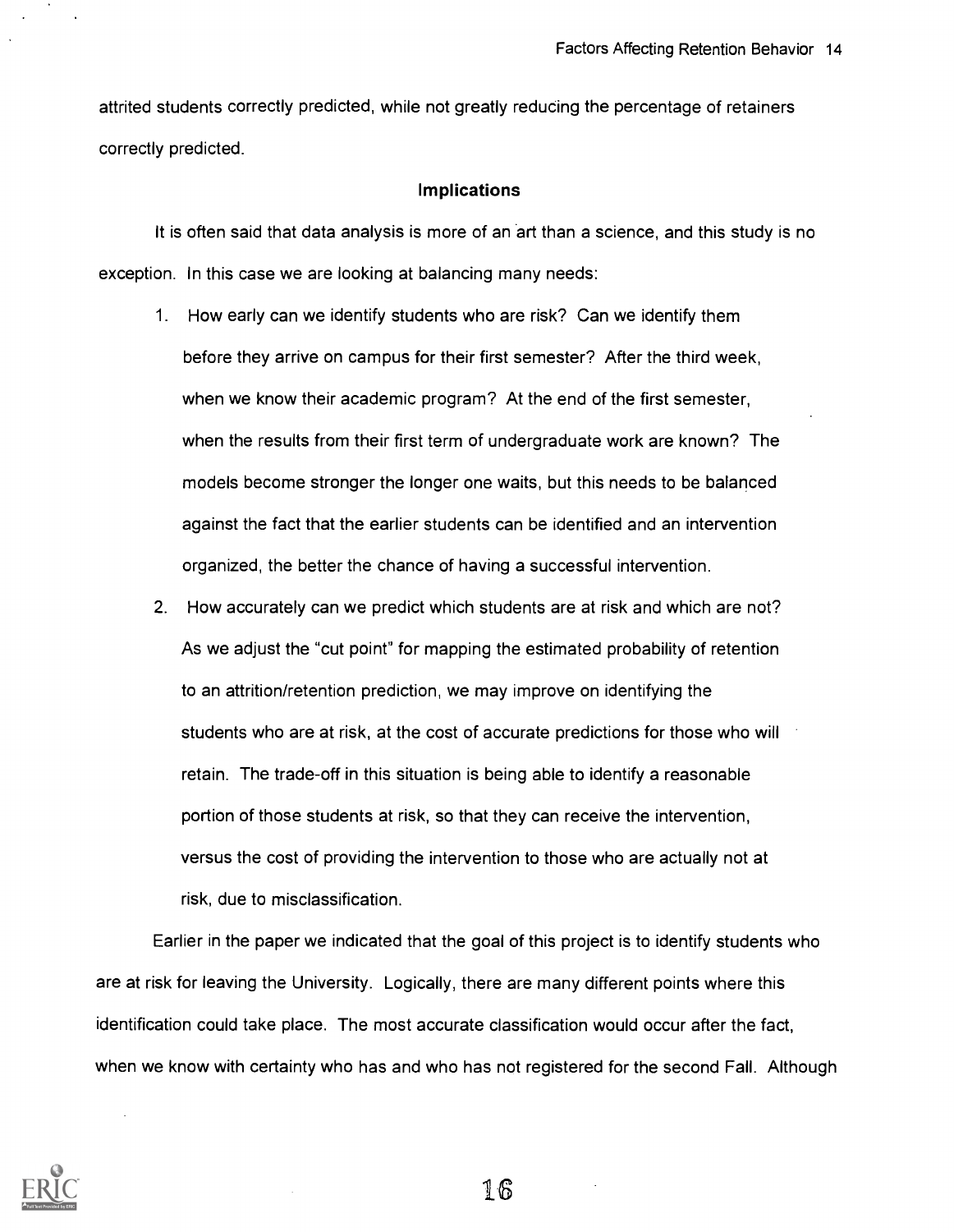attrited students correctly predicted, while not greatly reducing the percentage of retainers correctly predicted.

## Implications

It is often said that data analysis is more of an art than a science, and this study is no exception. In this case we are looking at balancing many needs:

1. How early can we identify students who are risk? Can we identify them before they arrive on campus for their first semester? After the third week, when we know their academic program? At the end of the first semester, when the results from their first term of undergraduate work are known? The models become stronger the longer one waits, but this needs to be balanced against the fact that the earlier students can be identified and an intervention organized, the better the chance of having a successful intervention.
2. How accurately can we predict which students are at risk and which are not? As we adjust the "cut point" for mapping the estimated probability of retention to an attrition/retention prediction, we may improve on identifying the students who are at risk, at the cost of accurate predictions for those who will retain. The trade-off in this situation is being able to identify a reasonable portion of those students at risk, so that they can receive the intervention, versus the cost of providing the intervention to those who are actually not at risk, due to misclassification.

Earlier in the paper we indicated that the goal of this project is to identify students who are at risk for leaving the University. Logically, there are many different points where this identification could take place. The most accurate classification would occur after the fact, when we know with certainty who has and who has not registered for the second Fall. Although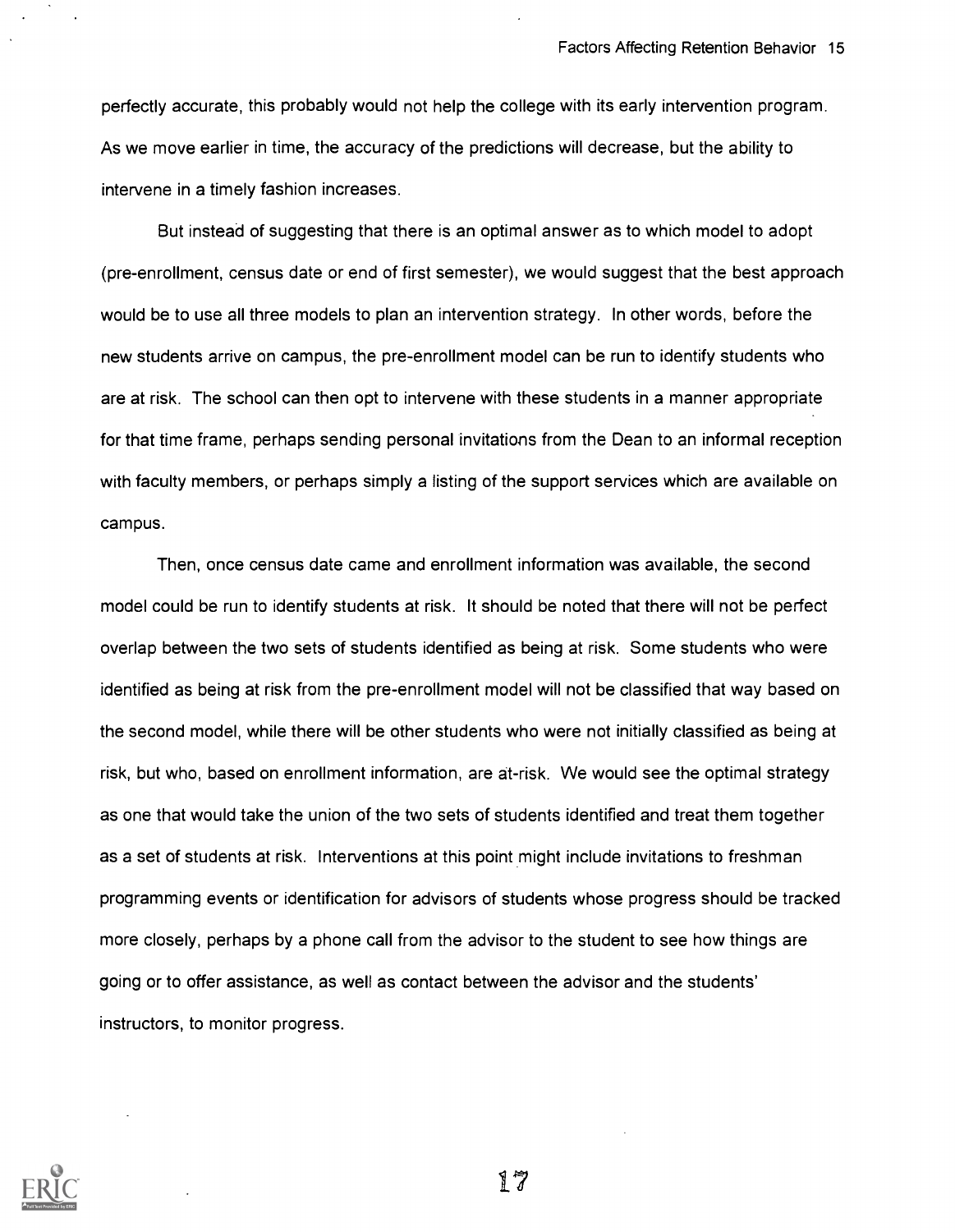perfectly accurate, this probably would not help the college with its early intervention program. As we move earlier in time, the accuracy of the predictions will decrease, but the ability to intervene in a timely fashion increases.

But instead of suggesting that there is an optimal answer as to which model to adopt (pre-enrollment, census date or end of first semester), we would suggest that the best approach would be to use all three models to plan an intervention strategy. In other words, before the new students arrive on campus, the pre-enrollment model can be run to identify students who are at risk. The school can then opt to intervene with these students in a manner appropriate for that time frame, perhaps sending personal invitations from the Dean to an informal reception with faculty members, or perhaps simply a listing of the support services which are available on campus.

Then, once census date came and enrollment information was available, the second model could be run to identify students at risk. It should be noted that there will not be perfect overlap between the two sets of students identified as being at risk. Some students who were identified as being at risk from the pre-enrollment model will not be classified that way based on the second model, while there will be other students who were not initially classified as being at risk, but who, based on enrollment information, are at-risk. We would see the optimal strategy as one that would take the union of the two sets of students identified and treat them together as a set of students at risk. Interventions at this point might include invitations to freshman programming events or identification for advisors of students whose progress should be tracked more closely, perhaps by a phone call from the advisor to the student to see how things are going or to offer assistance, as well as contact between the advisor and the students' instructors, to monitor progress.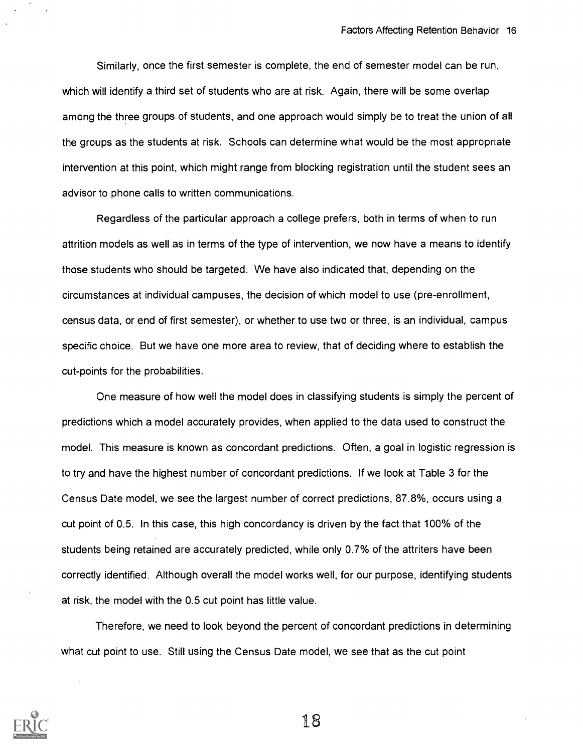Similarly, once the first semester is complete, the end of semester model can be run, which will identify a third set of students who are at risk. Again, there will be some overlap among the three groups of students, and one approach would simply be to treat the union of all the groups as the students at risk. Schools can determine what would be the most appropriate intervention at this point, which might range from blocking registration until the student sees an advisor to phone calls to written communications.

Regardless of the particular approach a college prefers, both in terms of when to run attrition models as well as in terms of the type of intervention, we now have a means to identify those students who should be targeted. We have also indicated that, depending on the circumstances at individual campuses, the decision of which model to use (pre-enrollment, census data, or end of first semester), or whether to use two or three, is an individual, campus specific choice. But we have one more area to review, that of deciding where to establish the cut-points for the probabilities.

One measure of how well the model does in classifying students is simply the percent of predictions which a model accurately provides, when applied to the data used to construct the model. This measure is known as concordant predictions. Often, a goal in logistic regression is to try and have the highest number of concordant predictions. If we look at Table 3 for the Census Date model, we see the largest number of correct predictions, 87.8%, occurs using a cut point of 0.5. In this case, this high concordancy is driven by the fact that 100% of the students being retained are accurately predicted, while only 0.7% of the attriters have been correctly identified. Although overall the model works well, for our purpose, identifying students at risk, the model with the 0.5 cut point has little value.

Therefore, we need to look beyond the percent of concordant predictions in determining what cut point to use. Still using the Census Date model, we see that as the cut point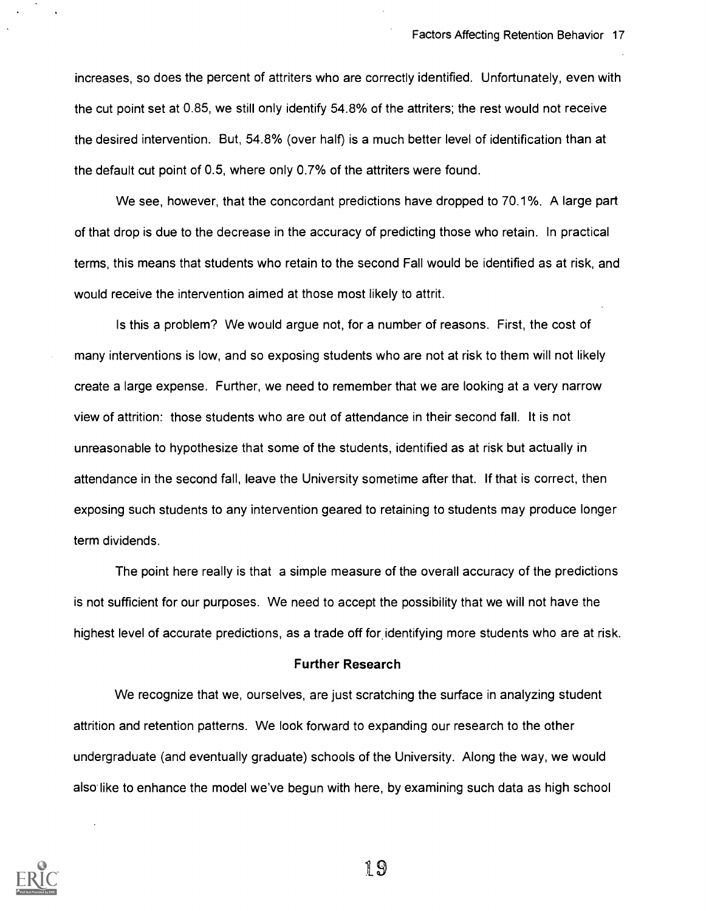increases, so does the percent of attriters who are correctly identified. Unfortunately, even with the cut point set at 0.85, we still only identify 54.8% of the attriters; the rest would not receive the desired intervention. But, 54.8% (over half) is a much better level of identification than at the default cut point of 0.5, where only 0.7% of the attriters were found.

We see, however, that the concordant predictions have dropped to 70.1%. A large part of that drop is due to the decrease in the accuracy of predicting those who retain. In practical terms, this means that students who retain to the second Fall would be identified as at risk, and would receive the intervention aimed at those most likely to attrit.

Is this a problem? We would argue not, for a number of reasons. First, the cost of many interventions is low, and so exposing students who are not at risk to them will not likely create a large expense. Further, we need to remember that we are looking at a very narrow view of attrition: those students who are out of attendance in their second fall. It is not unreasonable to hypothesize that some of the students, identified as at risk but actually in attendance in the second fall, leave the University sometime after that. If that is correct, then exposing such students to any intervention geared to retaining to students may produce longer term dividends.

The point here really is that a simple measure of the overall accuracy of the predictions is not sufficient for our purposes. We need to accept the possibility that we will not have the highest level of accurate predictions, as a trade off for identifying more students who are at risk.

## Further Research

We recognize that we, ourselves, are just scratching the surface in analyzing student attrition and retention patterns. We look forward to expanding our research to the other undergraduate (and eventually graduate) schools of the University. Along the way, we would also like to enhance the model we've begun with here, by examining such data as high school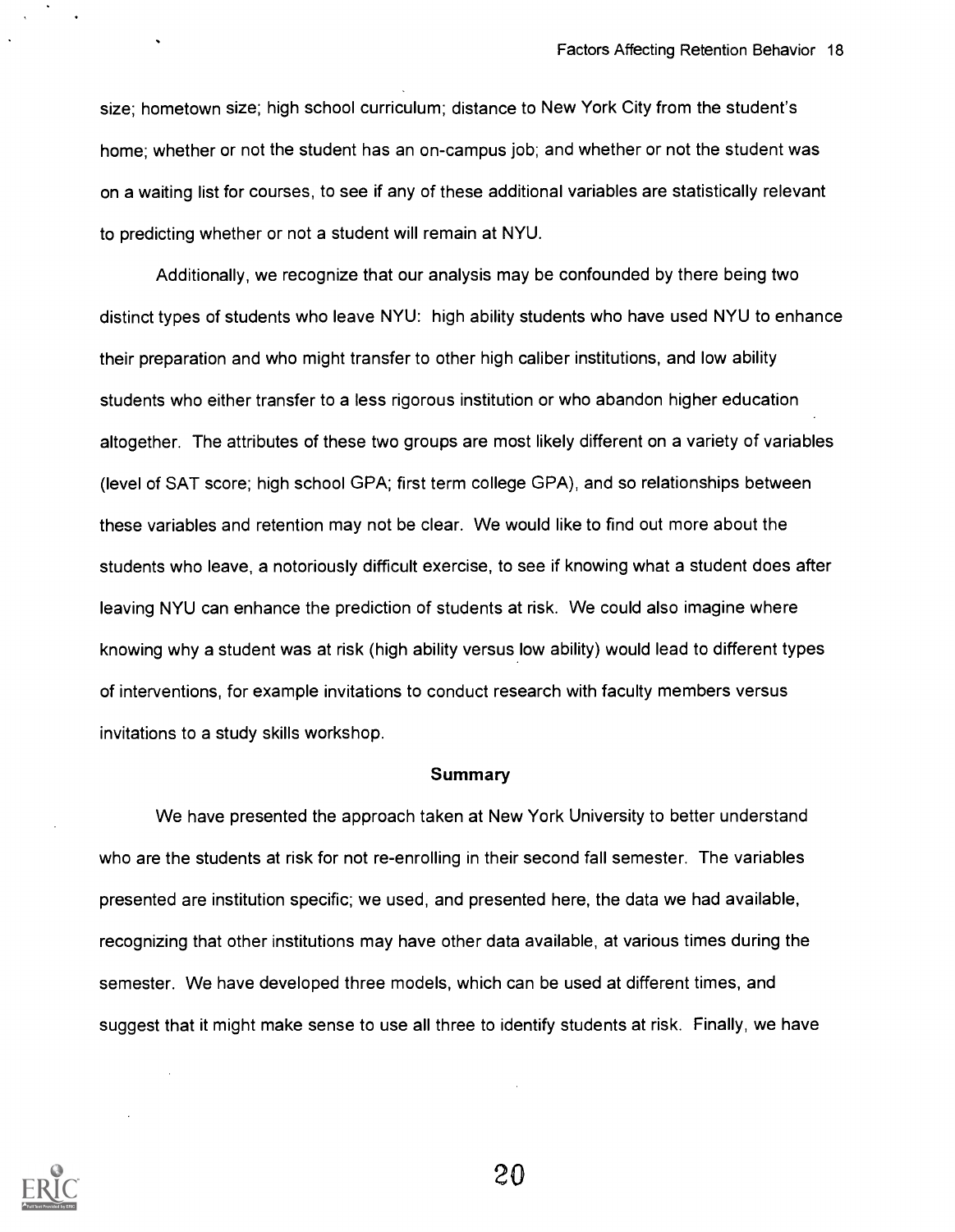size; hometown size; high school curriculum; distance to New York City from the student's home; whether or not the student has an on-campus job; and whether or not the student was on a waiting list for courses, to see if any of these additional variables are statistically relevant to predicting whether or not a student will remain at NYU.

Additionally, we recognize that our analysis may be confounded by there being two distinct types of students who leave NYU: high ability students who have used NYU to enhance their preparation and who might transfer to other high caliber institutions, and low ability students who either transfer to a less rigorous institution or who abandon higher education altogether. The attributes of these two groups are most likely different on a variety of variables (level of SAT score; high school GPA; first term college GPA), and so relationships between these variables and retention may not be clear. We would like to find out more about the students who leave, a notoriously difficult exercise, to see if knowing what a student does after leaving NYU can enhance the prediction of students at risk. We could also imagine where knowing why a student was at risk (high ability versus low ability) would lead to different types of interventions, for example invitations to conduct research with faculty members versus invitations to a study skills workshop.

## Summary

We have presented the approach taken at New York University to better understand who are the students at risk for not re-enrolling in their second fall semester. The variables presented are institution specific; we used, and presented here, the data we had available, recognizing that other institutions may have other data available, at various times during the semester. We have developed three models, which can be used at different times, and suggest that it might make sense to use all three to identify students at risk. Finally, we have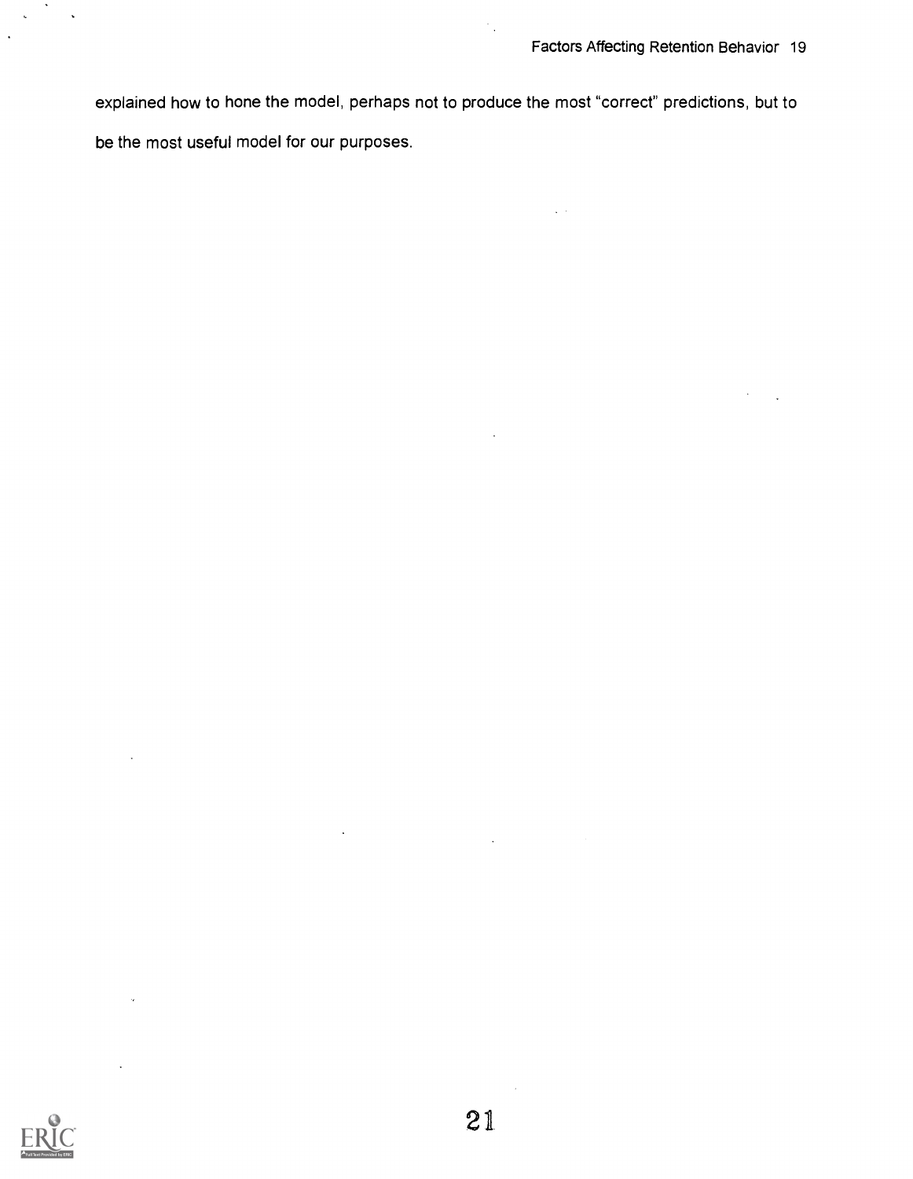explained how to hone the model, perhaps not to produce the most "correct" predictions, but to be the most useful model for our purposes.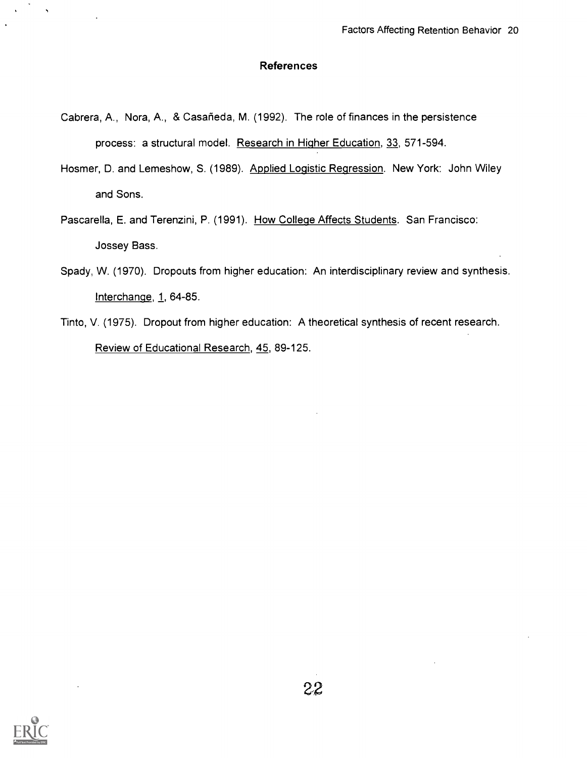## References

Cabrera, A., Nora, A., & Casañeda, M. (1992). The role of finances in the persistence process: a structural model. Research in Higher Education, 33, 571-594.

Hosmer, D. and Lemeshow, S. (1989). Applied Logistic Regression. New York: John Wiley and Sons.

Pascarella, E. and Terenzini, P. (1991). How College Affects Students. San Francisco: Jossey Bass.

Spady, W. (1970). Dropouts from higher education: An interdisciplinary review and synthesis. Interchange, 1, 64-85.

Tinto, V. (1975). Dropout from higher education: A theoretical synthesis of recent research. Review of Educational Research, 45, 89-125.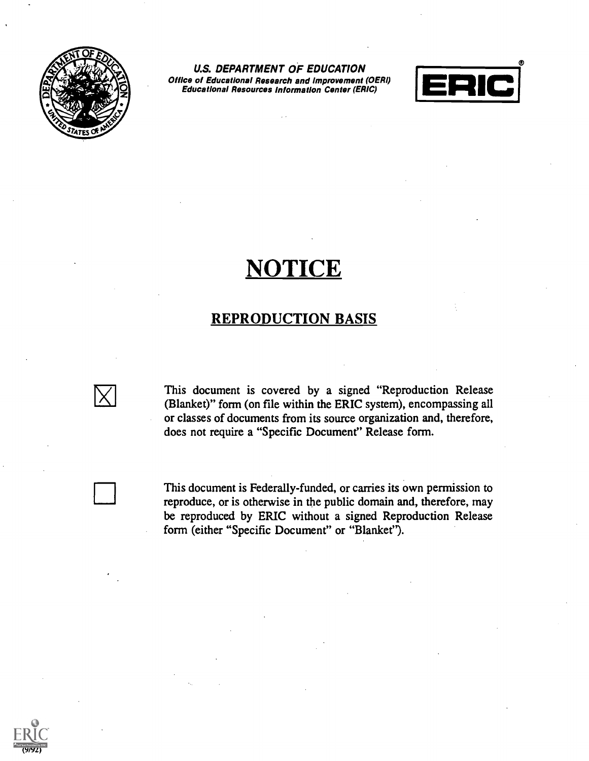U.S. DEPARTMENT OF EDUCATION
Office of Educational Research and Improvement (OERI)
Educational Resources Information Center (ERIC)

ERIC

# NOTICE

## REPRODUCTION BASIS

☒ This document is covered by a signed "Reproduction Release (Blanket)" form (on file within the ERIC system), encompassing all or classes of documents from its source organization and, therefore, does not require a "Specific Document" Release form.

☐ This document is Federally-funded, or carries its own permission to reproduce, or is otherwise in the public domain and, therefore, may be reproduced by ERIC without a signed Reproduction Release form (either "Specific Document" or "Blanket").

(9/92)